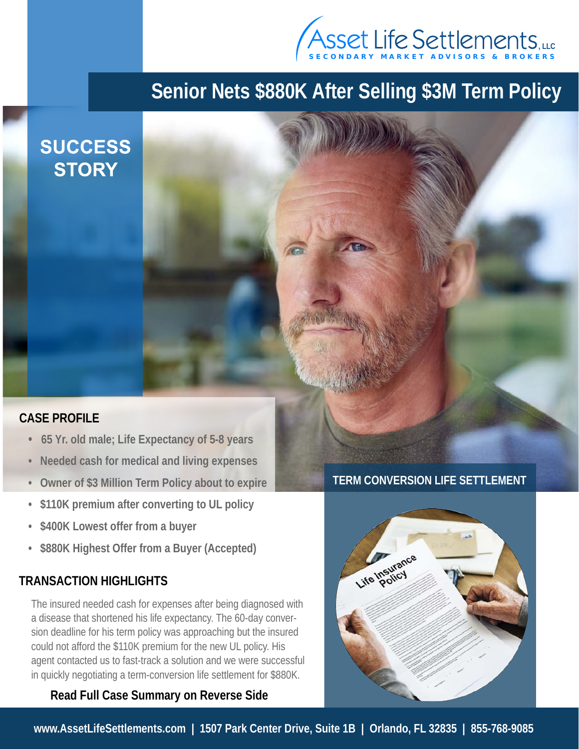Asset Life Settlements, LLC
SECONDARY MARKET ADVISORS & BROKERS

# Senior Nets $880K After Selling $3M Term Policy

## SUCCESS STORY

### CASE PROFILE

- 65 Yr. old male; Life Expectancy of 5-8 years
- Needed cash for medical and living expenses
- Owner of $3 Million Term Policy about to expire
- $110K premium after converting to UL policy
- $400K Lowest offer from a buyer
- $880K Highest Offer from a Buyer (Accepted)

### TERM CONVERSION LIFE SETTLEMENT

### TRANSACTION HIGHLIGHTS

The insured needed cash for expenses after being diagnosed with a disease that shortened his life expectancy. The 60-day conversion deadline for his term policy was approaching but the insured could not afford the $110K premium for the new UL policy. His agent contacted us to fast-track a solution and we were successful in quickly negotiating a term-conversion life settlement for $880K.

**Read Full Case Summary on Reverse Side**

www.AssetLifeSettlements.com | 1507 Park Center Drive, Suite 1B | Orlando, FL 32835 | 855-768-9085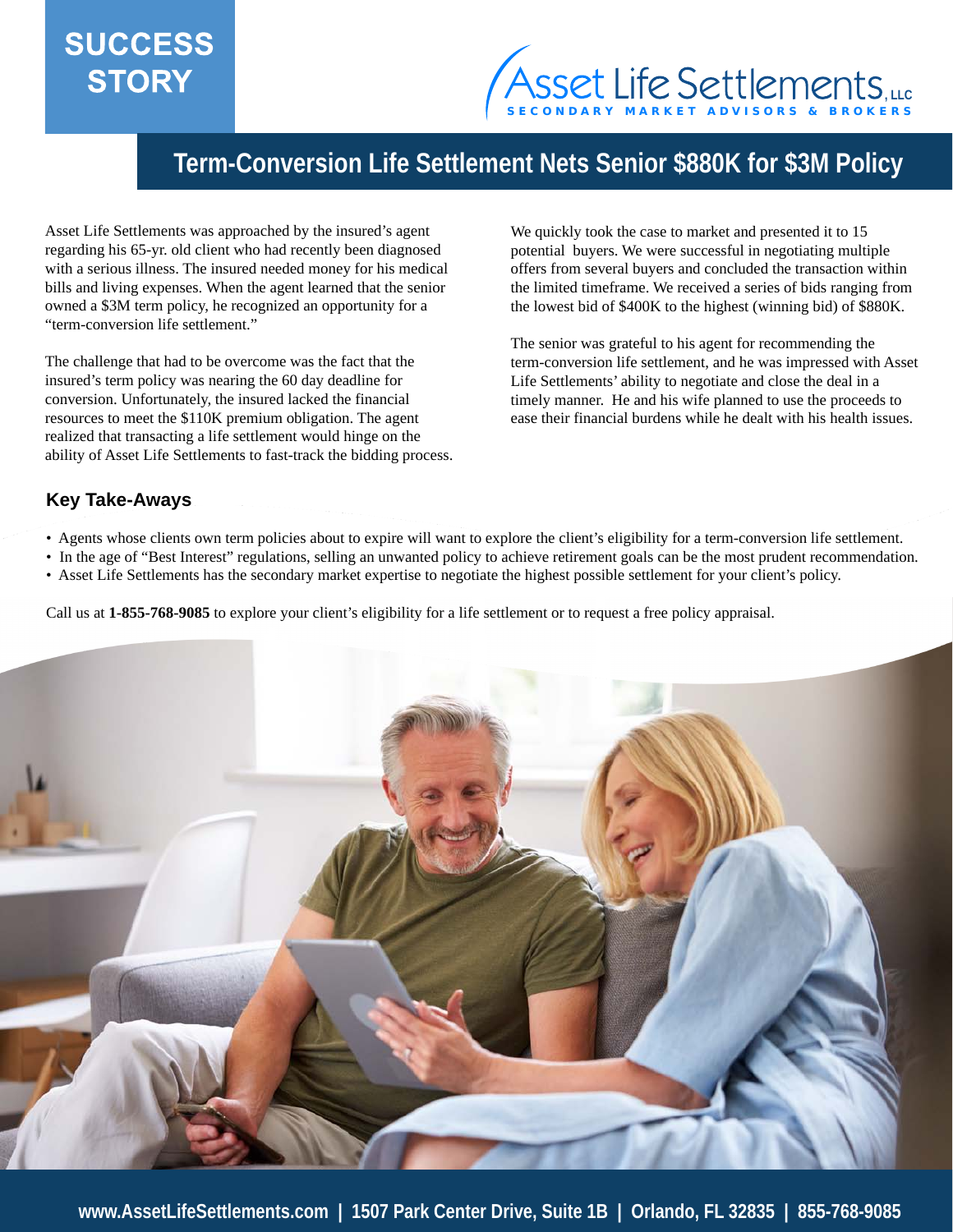**SUCCESS STORY**

Asset Life Settlements, LLC
SECONDARY MARKET ADVISORS & BROKERS

# Term-Conversion Life Settlement Nets Senior $880K for $3M Policy

Asset Life Settlements was approached by the insured's agent regarding his 65-yr. old client who had recently been diagnosed with a serious illness. The insured needed money for his medical bills and living expenses. When the agent learned that the senior owned a $3M term policy, he recognized an opportunity for a "term-conversion life settlement."

The challenge that had to be overcome was the fact that the insured's term policy was nearing the 60 day deadline for conversion. Unfortunately, the insured lacked the financial resources to meet the $110K premium obligation. The agent realized that transacting a life settlement would hinge on the ability of Asset Life Settlements to fast-track the bidding process.

We quickly took the case to market and presented it to 15 potential buyers. We were successful in negotiating multiple offers from several buyers and concluded the transaction within the limited timeframe. We received a series of bids ranging from the lowest bid of $400K to the highest (winning bid) of $880K.

The senior was grateful to his agent for recommending the term-conversion life settlement, and he was impressed with Asset Life Settlements' ability to negotiate and close the deal in a timely manner. He and his wife planned to use the proceeds to ease their financial burdens while he dealt with his health issues.

## Key Take-Aways

- Agents whose clients own term policies about to expire will want to explore the client's eligibility for a term-conversion life settlement.
- In the age of "Best Interest" regulations, selling an unwanted policy to achieve retirement goals can be the most prudent recommendation.
- Asset Life Settlements has the secondary market expertise to negotiate the highest possible settlement for your client's policy.

Call us at **1-855-768-9085** to explore your client's eligibility for a life settlement or to request a free policy appraisal.

www.AssetLifeSettlements.com | 1507 Park Center Drive, Suite 1B | Orlando, FL 32835 | 855-768-9085